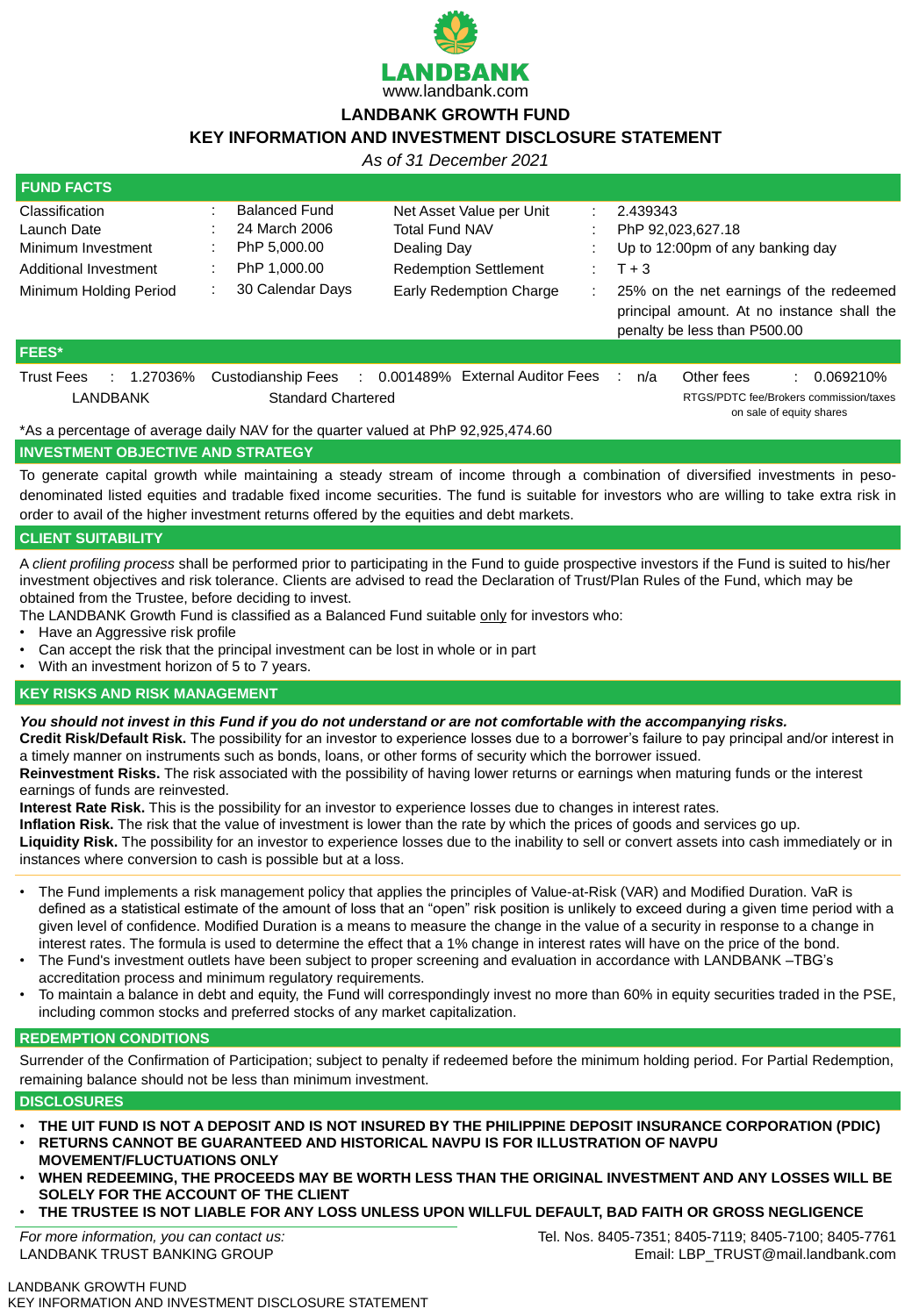LANDBANK
www.landbank.com

# LANDBANK GROWTH FUND

## KEY INFORMATION AND INVESTMENT DISCLOSURE STATEMENT

*As of 31 December 2021*

## FUND FACTS

| | | | |
|---|---|---|---|
| Classification | : Balanced Fund | Net Asset Value per Unit | : 2.439343 |
| Launch Date | : 24 March 2006 | Total Fund NAV | : PhP 92,023,627.18 |
| Minimum Investment | : PhP 5,000.00 | Dealing Day | : Up to 12:00pm of any banking day |
| Additional Investment | : PhP 1,000.00 | Redemption Settlement | : T + 3 |
| Minimum Holding Period | : 30 Calendar Days | Early Redemption Charge | : 25% on the net earnings of the redeemed principal amount. At no instance shall the penalty be less than P500.00 |

## FEES*

| | | | |
|---|---|---|---|
| Trust Fees : 1.27036% | Custodianship Fees : 0.001489% | External Auditor Fees : n/a | Other fees : 0.069210% |
| LANDBANK | Standard Chartered | | RTGS/PDTC fee/Brokers commission/taxes on sale of equity shares |

*As a percentage of average daily NAV for the quarter valued at PhP 92,925,474.60

## INVESTMENT OBJECTIVE AND STRATEGY

To generate capital growth while maintaining a steady stream of income through a combination of diversified investments in peso-denominated listed equities and tradable fixed income securities. The fund is suitable for investors who are willing to take extra risk in order to avail of the higher investment returns offered by the equities and debt markets.

## CLIENT SUITABILITY

A *client profiling process* shall be performed prior to participating in the Fund to guide prospective investors if the Fund is suited to his/her investment objectives and risk tolerance. Clients are advised to read the Declaration of Trust/Plan Rules of the Fund, which may be obtained from the Trustee, before deciding to invest.

The LANDBANK Growth Fund is classified as a Balanced Fund suitable only for investors who:

- Have an Aggressive risk profile
- Can accept the risk that the principal investment can be lost in whole or in part
- With an investment horizon of 5 to 7 years.

## KEY RISKS AND RISK MANAGEMENT

***You should not invest in this Fund if you do not understand or are not comfortable with the accompanying risks.***

**Credit Risk/Default Risk.** The possibility for an investor to experience losses due to a borrower's failure to pay principal and/or interest in a timely manner on instruments such as bonds, loans, or other forms of security which the borrower issued.

**Reinvestment Risks.** The risk associated with the possibility of having lower returns or earnings when maturing funds or the interest earnings of funds are reinvested.

**Interest Rate Risk.** This is the possibility for an investor to experience losses due to changes in interest rates.

**Inflation Risk.** The risk that the value of investment is lower than the rate by which the prices of goods and services go up.

**Liquidity Risk.** The possibility for an investor to experience losses due to the inability to sell or convert assets into cash immediately or in instances where conversion to cash is possible but at a loss.

- The Fund implements a risk management policy that applies the principles of Value-at-Risk (VAR) and Modified Duration. VaR is defined as a statistical estimate of the amount of loss that an "open" risk position is unlikely to exceed during a given time period with a given level of confidence. Modified Duration is a means to measure the change in the value of a security in response to a change in interest rates. The formula is used to determine the effect that a 1% change in interest rates will have on the price of the bond.
- The Fund's investment outlets have been subject to proper screening and evaluation in accordance with LANDBANK –TBG's accreditation process and minimum regulatory requirements.
- To maintain a balance in debt and equity, the Fund will correspondingly invest no more than 60% in equity securities traded in the PSE, including common stocks and preferred stocks of any market capitalization.

## REDEMPTION CONDITIONS

Surrender of the Confirmation of Participation; subject to penalty if redeemed before the minimum holding period. For Partial Redemption, remaining balance should not be less than minimum investment.

## DISCLOSURES

- **THE UIT FUND IS NOT A DEPOSIT AND IS NOT INSURED BY THE PHILIPPINE DEPOSIT INSURANCE CORPORATION (PDIC)**
- **RETURNS CANNOT BE GUARANTEED AND HISTORICAL NAVPU IS FOR ILLUSTRATION OF NAVPU MOVEMENT/FLUCTUATIONS ONLY**
- **WHEN REDEEMING, THE PROCEEDS MAY BE WORTH LESS THAN THE ORIGINAL INVESTMENT AND ANY LOSSES WILL BE SOLELY FOR THE ACCOUNT OF THE CLIENT**
- **THE TRUSTEE IS NOT LIABLE FOR ANY LOSS UNLESS UPON WILLFUL DEFAULT, BAD FAITH OR GROSS NEGLIGENCE**

*For more information, you can contact us:*
LANDBANK TRUST BANKING GROUP

Tel. Nos. 8405-7351; 8405-7119; 8405-7100; 8405-7761
Email: LBP_TRUST@mail.landbank.com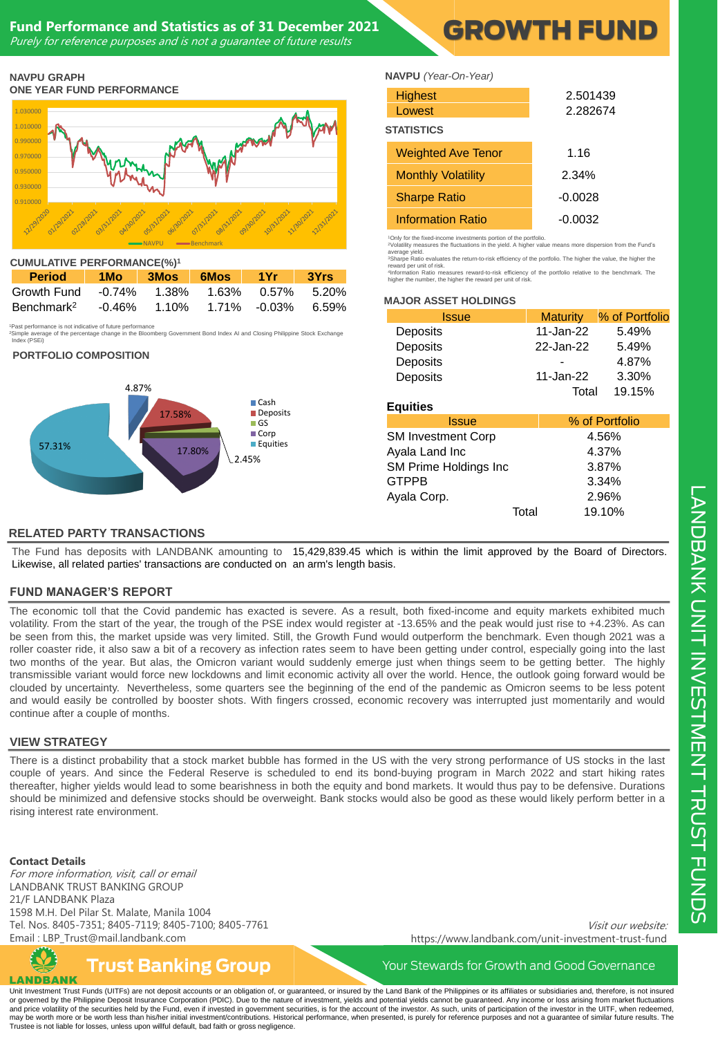# Fund Performance and Statistics as of 31 December 2021

*Purely for reference purposes and is not a guarantee of future results*

# GROWTH FUND

## NAVPU GRAPH
## ONE YEAR FUND PERFORMANCE

1.030000
1.010000
0.990000
0.970000
0.950000
0.930000
0.910000

12/29/2020, 01/29/2021, 02/28/2021, 03/31/2021, 04/30/2021, 05/31/2021, 06/30/2021, 07/31/2021, 08/31/2021, 09/30/2021, 10/31/2021, 11/30/2021, 12/31/2021

NAVPU — Benchmark

## CUMULATIVE PERFORMANCE(%)[1]

| Period | 1Mo | 3Mos | 6Mos | 1Yr | 3Yrs |
|---|---|---|---|---|---|
| Growth Fund | -0.74% | 1.38% | 1.63% | 0.57% | 5.20% |
| Benchmark[2] | -0.46% | 1.10% | 1.71% | -0.03% | 6.59% |

[1]Past performance is not indicative of future performance
[2]Simple average of the percentage change in the Bloomberg Government Bond Index AI and Closing Philippine Stock Exchange Index (PSEi)

## PORTFOLIO COMPOSITION

Cash, Deposits, GS, Corp, Equities

4.87%
17.58%
17.80%
2.45%
57.31%

## NAVPU (Year-On-Year)

| | |
|---|---|
| Highest | 2.501439 |
| Lowest | 2.282674 |

## STATISTICS

| | |
|---|---|
| Weighted Ave Tenor | 1.16 |
| Monthly Volatility | 2.34% |
| Sharpe Ratio | -0.0028 |
| Information Ratio | -0.0032 |

[1]Only for the fixed-income investments portion of the portfolio.
[2]Volatility measures the fluctuations in the yield. A higher value means more dispersion from the Fund's average yield.
[3]Sharpe Ratio evaluates the return-to-risk efficiency of the portfolio. The higher the value, the higher the reward per unit of risk.
[4]Information Ratio measures reward-to-risk efficiency of the portfolio relative to the benchmark. The higher the number, the higher the reward per unit of risk.

## MAJOR ASSET HOLDINGS

| Issue | Maturity | % of Portfolio |
|---|---|---|
| Deposits | 11-Jan-22 | 5.49% |
| Deposits | 22-Jan-22 | 5.49% |
| Deposits | - | 4.87% |
| Deposits | 11-Jan-22 | 3.30% |
| | Total | 19.15% |

### Equities

| Issue | % of Portfolio |
|---|---|
| SM Investment Corp | 4.56% |
| Ayala Land Inc | 4.37% |
| SM Prime Holdings Inc | 3.87% |
| GTPPB | 3.34% |
| Ayala Corp. | 2.96% |
| Total | 19.10% |

## RELATED PARTY TRANSACTIONS

The Fund has deposits with LANDBANK amounting to 15,429,839.45 which is within the limit approved by the Board of Directors. Likewise, all related parties' transactions are conducted on an arm's length basis.

## FUND MANAGER'S REPORT

The economic toll that the Covid pandemic has exacted is severe. As a result, both fixed-income and equity markets exhibited much volatility. From the start of the year, the trough of the PSE index would register at -13.65% and the peak would just rise to +4.23%. As can be seen from this, the market upside was very limited. Still, the Growth Fund would outperform the benchmark. Even though 2021 was a roller coaster ride, it also saw a bit of a recovery as infection rates seem to have been getting under control, especially going into the last two months of the year. But alas, the Omicron variant would suddenly emerge just when things seem to be getting better. The highly transmissible variant would force new lockdowns and limit economic activity all over the world. Hence, the outlook going forward would be clouded by uncertainty. Nevertheless, some quarters see the beginning of the end of the pandemic as Omicron seems to be less potent and would easily be controlled by booster shots. With fingers crossed, economic recovery was interrupted just momentarily and would continue after a couple of months.

## VIEW STRATEGY

There is a distinct probability that a stock market bubble has formed in the US with the very strong performance of US stocks in the last couple of years. And since the Federal Reserve is scheduled to end its bond-buying program in March 2022 and start hiking rates thereafter, higher yields would lead to some bearishness in both the equity and bond markets. It would thus pay to be defensive. Durations should be minimized and defensive stocks should be overweight. Bank stocks would also be good as these would likely perform better in a rising interest rate environment.

**Contact Details**

*For more information, visit, call or email*
LANDBANK TRUST BANKING GROUP
21/F LANDBANK Plaza
1598 M.H. Del Pilar St. Malate, Manila 1004
Tel. Nos. 8405-7351; 8405-7119; 8405-7100; 8405-7761
Email : LBP_Trust@mail.landbank.com

*Visit our website:*
https://www.landbank.com/unit-investment-trust-fund

LANDBANK **Trust Banking Group**

Your Stewards for Growth and Good Governance

LANDBANK UNIT INVESTMENT TRUST FUNDS

Unit Investment Trust Funds (UITFs) are not deposit accounts or an obligation of, or guaranteed, or insured by the Land Bank of the Philippines or its affiliates or subsidiaries and, therefore, is not insured or governed by the Philippine Deposit Insurance Corporation (PDIC). Due to the nature of investment, yields and potential yields cannot be guaranteed. Any income or loss arising from market fluctuations and price volatility of the securities held by the Fund, even if invested in government securities, is for the account of the investor. As such, units of participation of the investor in the UITF, when redeemed, may be worth more or be worth less than his/her initial investment/contributions. Historical performance, when presented, is purely for reference purposes and not a guarantee of similar future results. The Trustee is not liable for losses, unless upon willful default, bad faith or gross negligence.